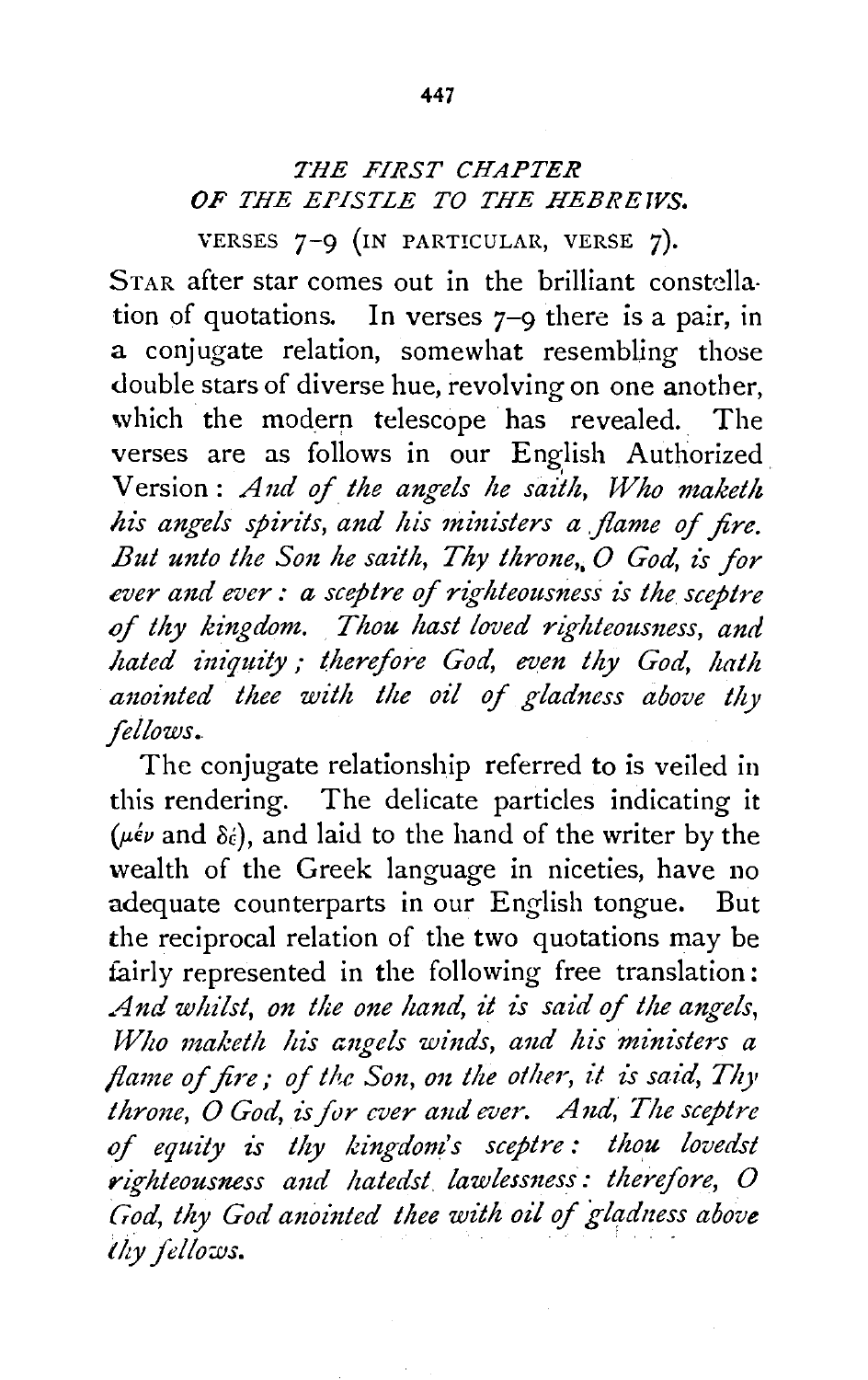# THE FIRST CHAPTER OF THE EPISTLE TO THE HEBREWS.

### VERSES 7–9 (IN PARTICULAR, VERSE 7).

STAR after star comes out in the brilliant constellation of quotations. In verses 7–9 there is a pair, in a conjugate relation, somewhat resembling those double stars of diverse hue, revolving on one another, which the modern telescope has revealed. The verses are as follows in our English Authorized Version: *And of the angels he saith, Who maketh his angels spirits, and his ministers a flame of fire. But unto the Son he saith, Thy throne, O God, is for ever and ever: a sceptre of righteousness is the sceptre of thy kingdom. Thou hast loved righteousness, and hated iniquity; therefore God, even thy God, hath anointed thee with the oil of gladness above thy fellows.*

The conjugate relationship referred to is veiled in this rendering. The delicate particles indicating it (μέν and δέ), and laid to the hand of the writer by the wealth of the Greek language in niceties, have no adequate counterparts in our English tongue. But the reciprocal relation of the two quotations may be fairly represented in the following free translation: *And whilst, on the one hand, it is said of the angels, Who maketh his angels winds, and his ministers a flame of fire; of the Son, on the other, it is said, Thy throne, O God, is for ever and ever. And, The sceptre of equity is thy kingdom's sceptre: thou lovedst righteousness and hatedst lawlessness: therefore, O God, thy God anointed thee with oil of gladness above thy fellows.*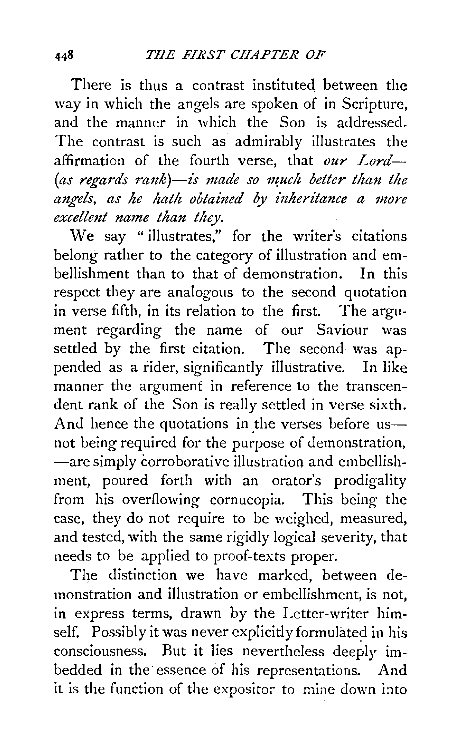There is thus a contrast instituted between the way in which the angels are spoken of in Scripture, and the manner in which the Son is addressed. The contrast is such as admirably illustrates the affirmation of the fourth verse, that *our Lord—(as regards rank)—is made so much better than the angels, as he hath obtained by inheritance a more excellent name than they.*

We say "illustrates," for the writer's citations belong rather to the category of illustration and embellishment than to that of demonstration. In this respect they are analogous to the second quotation in verse fifth, in its relation to the first. The argument regarding the name of our Saviour was settled by the first citation. The second was appended as a rider, significantly illustrative. In like manner the argument in reference to the transcendent rank of the Son is really settled in verse sixth. And hence the quotations in the verses before us—not being required for the purpose of demonstration,—are simply corroborative illustration and embellishment, poured forth with an orator's prodigality from his overflowing cornucopia. This being the case, they do not require to be weighed, measured, and tested, with the same rigidly logical severity, that needs to be applied to proof-texts proper.

The distinction we have marked, between demonstration and illustration or embellishment, is not, in express terms, drawn by the Letter-writer himself. Possibly it was never explicitly formulated in his consciousness. But it lies nevertheless deeply imbedded in the essence of his representations. And it is the function of the expositor to mine down into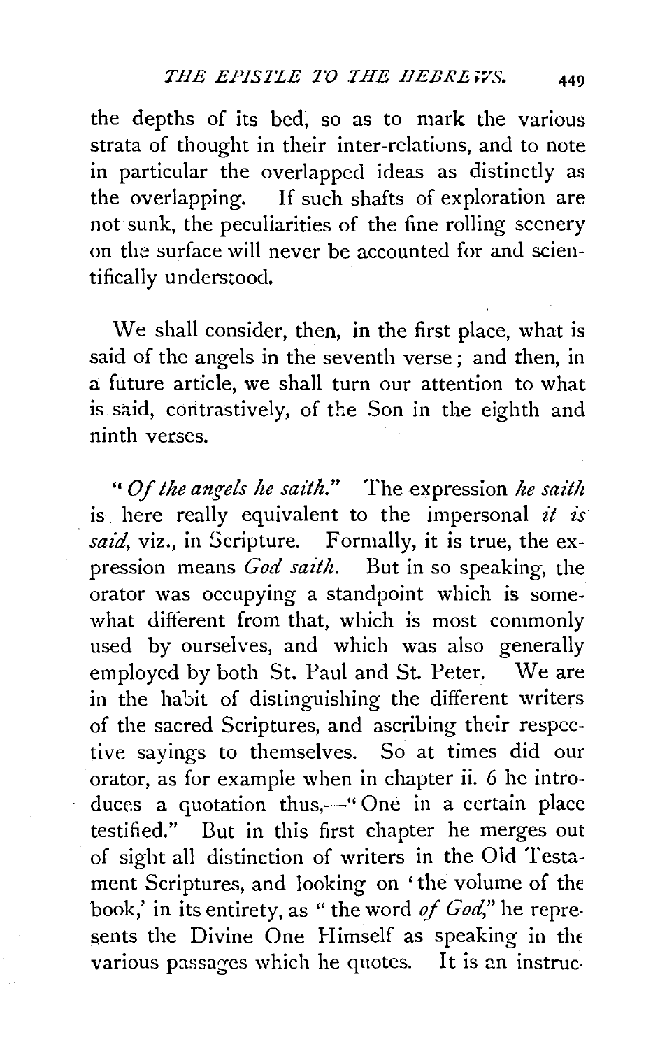the depths of its bed, so as to mark the various strata of thought in their inter-relations, and to note in particular the overlapped ideas as distinctly as the overlapping. If such shafts of exploration are not sunk, the peculiarities of the fine rolling scenery on the surface will never be accounted for and scientifically understood.

We shall consider, then, in the first place, what is said of the angels in the seventh verse; and then, in a future article, we shall turn our attention to what is said, contrastively, of the Son in the eighth and ninth verses.

"*Of the angels he saith.*" The expression *he saith* is here really equivalent to the impersonal *it is said*, viz., in Scripture. Formally, it is true, the expression means *God saith.* But in so speaking, the orator was occupying a standpoint which is somewhat different from that, which is most commonly used by ourselves, and which was also generally employed by both St. Paul and St. Peter. We are in the habit of distinguishing the different writers of the sacred Scriptures, and ascribing their respective sayings to themselves. So at times did our orator, as for example when in chapter ii. 6 he introduces a quotation thus,—"One in a certain place testified." But in this first chapter he merges out of sight all distinction of writers in the Old Testament Scriptures, and looking on 'the volume of the book,' in its entirety, as "the word *of God*," he represents the Divine One Himself as speaking in the various passages which he quotes. It is an instruc-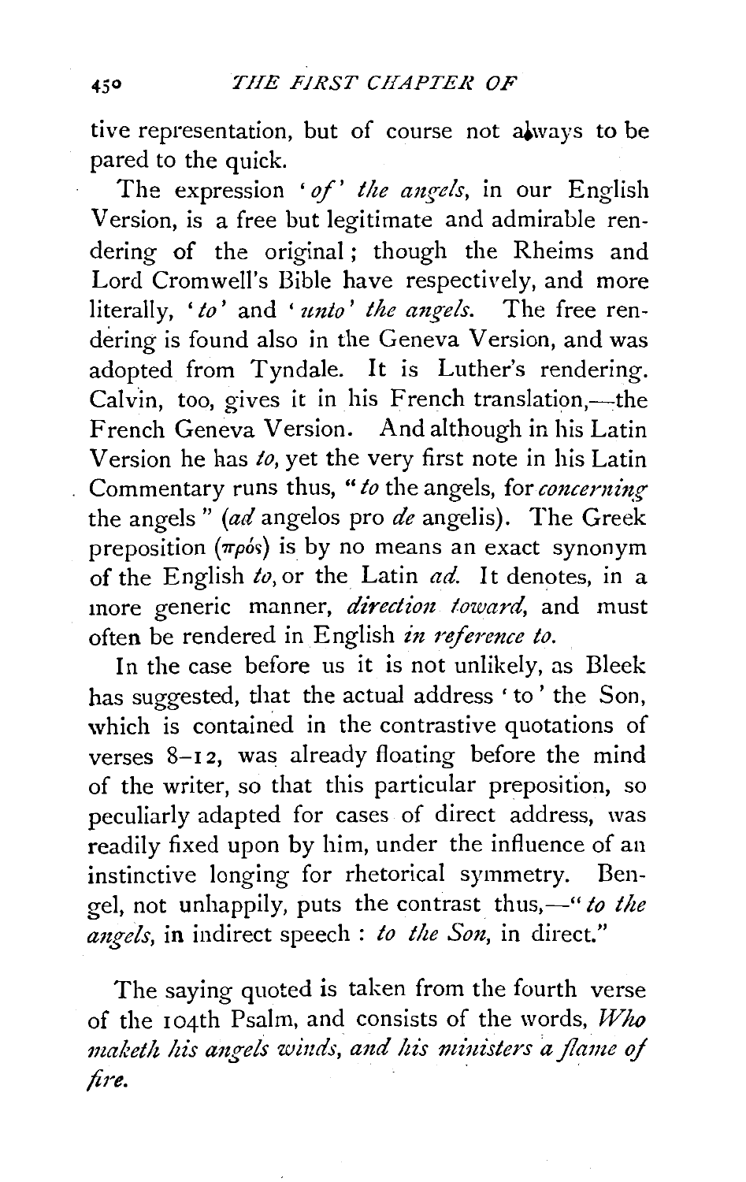tive representation, but of course not always to be pared to the quick.

The expression *'of' the angels*, in our English Version, is a free but legitimate and admirable rendering of the original; though the Rheims and Lord Cromwell's Bible have respectively, and more literally, *'to'* and *'unto' the angels.* The free rendering is found also in the Geneva Version, and was adopted from Tyndale. It is Luther's rendering. Calvin, too, gives it in his French translation,—the French Geneva Version. And although in his Latin Version he has *to*, yet the very first note in his Latin Commentary runs thus, "*to* the angels, for *concerning* the angels" (*ad* angelos pro *de* angelis). The Greek preposition (πρός) is by no means an exact synonym of the English *to*, or the Latin *ad.* It denotes, in a more generic manner, *direction toward*, and must often be rendered in English *in reference to.*

In the case before us it is not unlikely, as Bleek has suggested, that the actual address 'to' the Son, which is contained in the contrastive quotations of verses 8–12, was already floating before the mind of the writer, so that this particular preposition, so peculiarly adapted for cases of direct address, was readily fixed upon by him, under the influence of an instinctive longing for rhetorical symmetry. Bengel, not unhappily, puts the contrast thus,—"*to the angels*, in indirect speech : *to the Son*, in direct."

The saying quoted is taken from the fourth verse of the 104th Psalm, and consists of the words, *Who maketh his angels winds, and his ministers a flame of fire.*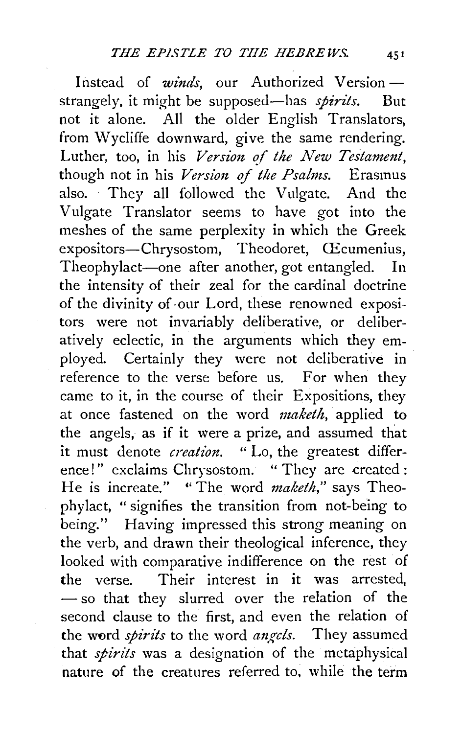Instead of *winds*, our Authorized Version—strangely, it might be supposed—has *spirits*. But not it alone. All the older English Translators, from Wycliffe downward, give the same rendering. Luther, too, in his *Version of the New Testament*, though not in his *Version of the Psalms*. Erasmus also. They all followed the Vulgate. And the Vulgate Translator seems to have got into the meshes of the same perplexity in which the Greek expositors—Chrysostom, Theodoret, Œcumenius, Theophylact—one after another, got entangled. In the intensity of their zeal for the cardinal doctrine of the divinity of our Lord, these renowned expositors were not invariably deliberative, or deliberatively eclectic, in the arguments which they employed. Certainly they were not deliberative in reference to the verse before us. For when they came to it, in the course of their Expositions, they at once fastened on the word *maketh*, applied to the angels, as if it were a prize, and assumed that it must denote *creation*. "Lo, the greatest difference!" exclaims Chrysostom. "They are created: He is increate." "The word *maketh*," says Theophylact, "signifies the transition from not-being to being." Having impressed this strong meaning on the verb, and drawn their theological inference, they looked with comparative indifference on the rest of the verse. Their interest in it was arrested,—so that they slurred over the relation of the second clause to the first, and even the relation of the word *spirits* to the word *angels*. They assumed that *spirits* was a designation of the metaphysical nature of the creatures referred to, while the term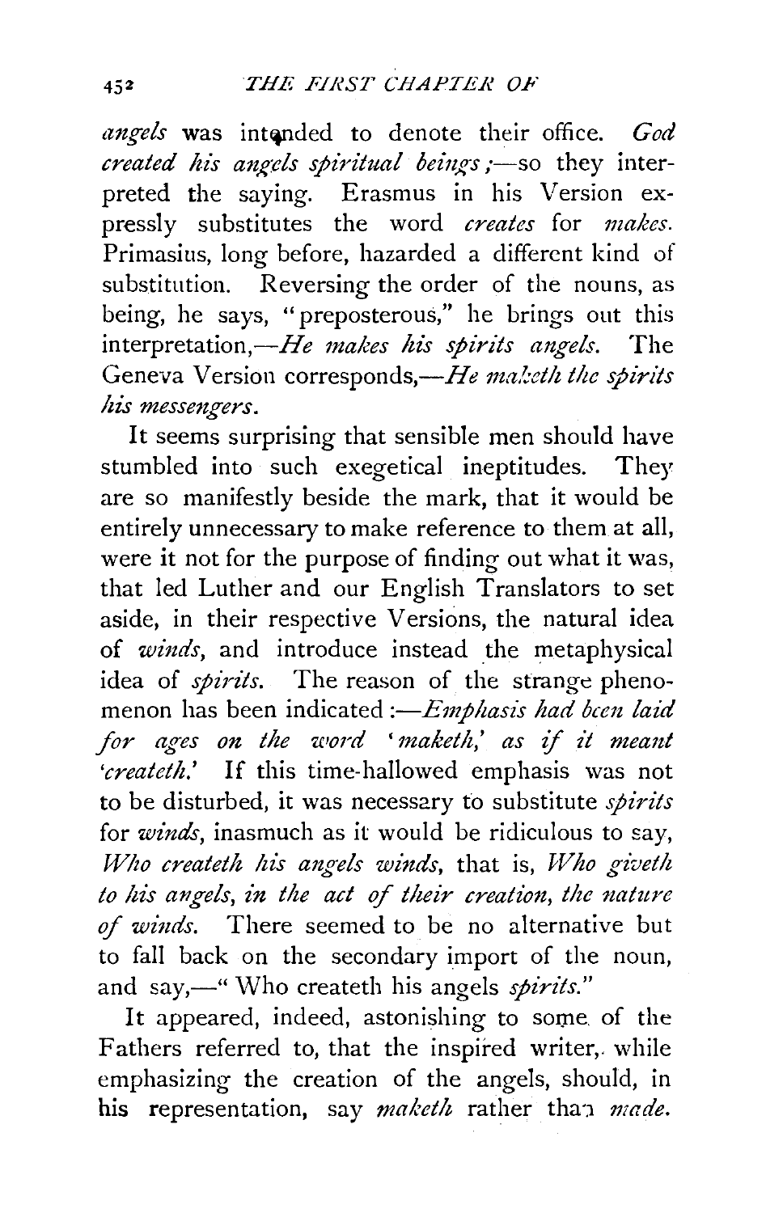*angels* was intended to denote their office. *God created his angels spiritual beings;*—so they interpreted the saying. Erasmus in his Version expressly substitutes the word *creates* for *makes*. Primasius, long before, hazarded a different kind of substitution. Reversing the order of the nouns, as being, he says, "preposterous," he brings out this interpretation,—*He makes his spirits angels.* The Geneva Version corresponds,—*He maketh the spirits his messengers.*

It seems surprising that sensible men should have stumbled into such exegetical ineptitudes. They are so manifestly beside the mark, that it would be entirely unnecessary to make reference to them at all, were it not for the purpose of finding out what it was, that led Luther and our English Translators to set aside, in their respective Versions, the natural idea of *winds*, and introduce instead the metaphysical idea of *spirits*. The reason of the strange phenomenon has been indicated:—*Emphasis had been laid for ages on the word 'maketh,' as if it meant 'createth.'* If this time-hallowed emphasis was not to be disturbed, it was necessary to substitute *spirits* for *winds*, inasmuch as it would be ridiculous to say, *Who createth his angels winds*, that is, *Who giveth to his angels, in the act of their creation, the nature of winds*. There seemed to be no alternative but to fall back on the secondary import of the noun, and say,—"Who createth his angels *spirits*."

It appeared, indeed, astonishing to some of the Fathers referred to, that the inspired writer, while emphasizing the creation of the angels, should, in his representation, say *maketh* rather than *made*.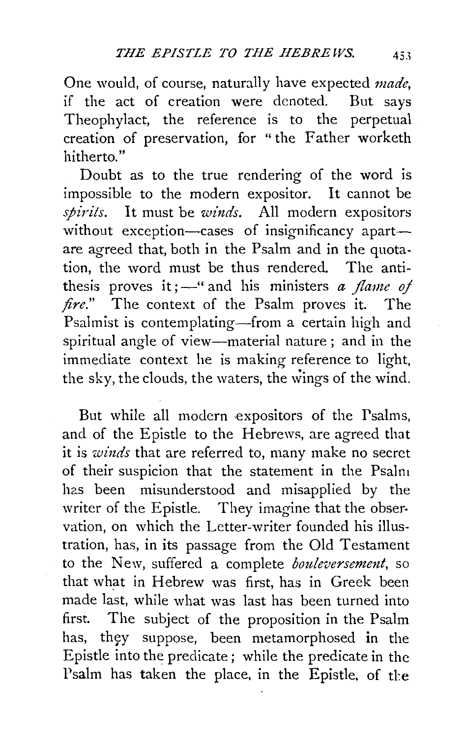One would, of course, naturally have expected *made*, if the act of creation were denoted. But says Theophylact, the reference is to the perpetual creation of preservation, for "the Father worketh hitherto."

Doubt as to the true rendering of the word is impossible to the modern expositor. It cannot be *spirits*. It must be *winds*. All modern expositors without exception—cases of insignificancy apart—are agreed that, both in the Psalm and in the quotation, the word must be thus rendered. The antithesis proves it;—"and his ministers *a flame of fire*." The context of the Psalm proves it. The Psalmist is contemplating—from a certain high and spiritual angle of view—material nature; and in the immediate context he is making reference to light, the sky, the clouds, the waters, the wings of the wind.

But while all modern expositors of the Psalms, and of the Epistle to the Hebrews, are agreed that it is *winds* that are referred to, many make no secret of their suspicion that the statement in the Psalm has been misunderstood and misapplied by the writer of the Epistle. They imagine that the observation, on which the Letter-writer founded his illustration, has, in its passage from the Old Testament to the New, suffered a complete *bouleversement*, so that what in Hebrew was first, has in Greek been made last, while what was last has been turned into first. The subject of the proposition in the Psalm has, they suppose, been metamorphosed in the Epistle into the predicate; while the predicate in the Psalm has taken the place, in the Epistle, of the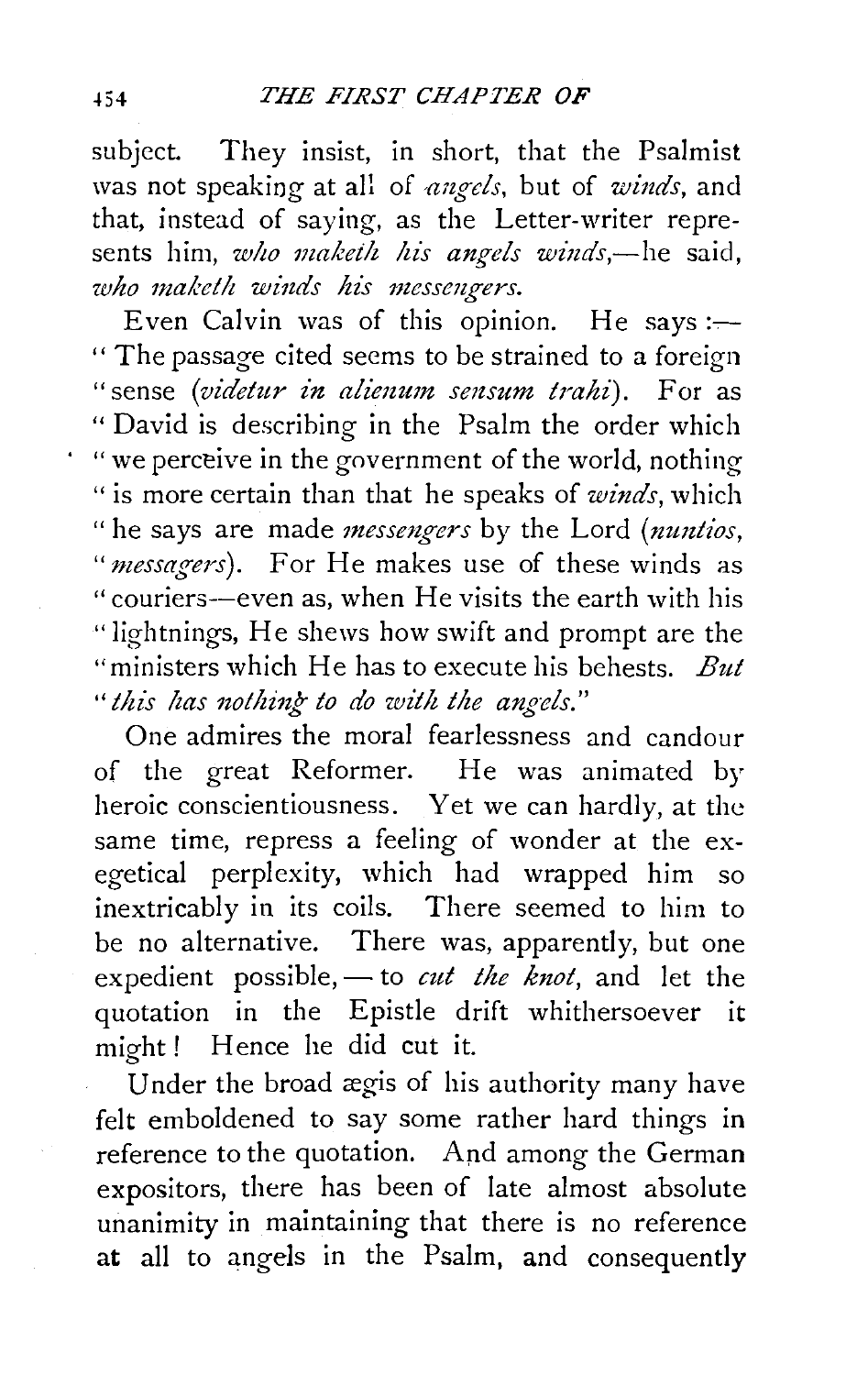subject. They insist, in short, that the Psalmist was not speaking at all of *angels*, but of *winds*, and that, instead of saying, as the Letter-writer represents him, *who maketh his angels winds*,—he said, *who maketh winds his messengers.*

Even Calvin was of this opinion. He says :— "The passage cited seems to be strained to a foreign "sense (*videtur in alienum sensum trahi*). For as "David is describing in the Psalm the order which "we perceive in the government of the world, nothing "is more certain than that he speaks of *winds*, which "he says are made *messengers* by the Lord (*nuntios*, "*messagers*). For He makes use of these winds as "couriers—even as, when He visits the earth with his "lightnings, He shews how swift and prompt are the "ministers which He has to execute his behests. *But* "*this has nothing to do with the angels.*"

One admires the moral fearlessness and candour of the great Reformer. He was animated by heroic conscientiousness. Yet we can hardly, at the same time, repress a feeling of wonder at the exegetical perplexity, which had wrapped him so inextricably in its coils. There seemed to him to be no alternative. There was, apparently, but one expedient possible, — to *cut the knot*, and let the quotation in the Epistle drift whithersoever it might! Hence he did cut it.

Under the broad ægis of his authority many have felt emboldened to say some rather hard things in reference to the quotation. And among the German expositors, there has been of late almost absolute unanimity in maintaining that there is no reference at all to angels in the Psalm, and consequently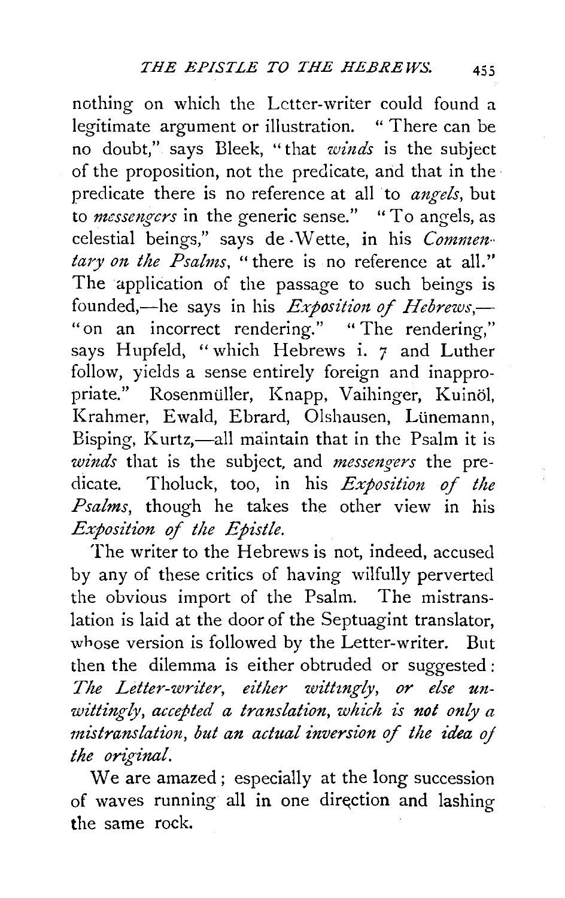nothing on which the Letter-writer could found a legitimate argument or illustration. "There can be no doubt," says Bleek, "that *winds* is the subject of the proposition, not the predicate, and that in the predicate there is no reference at all to *angels*, but to *messengers* in the generic sense." "To angels, as celestial beings," says de Wette, in his *Commentary on the Psalms*, "there is no reference at all." The application of the passage to such beings is founded,—he says in his *Exposition of Hebrews*,—"on an incorrect rendering." "The rendering," says Hupfeld, "which Hebrews i. 7 and Luther follow, yields a sense entirely foreign and inappropriate." Rosenmüller, Knapp, Vaihinger, Kuinöl, Krahmer, Ewald, Ebrard, Olshausen, Lünemann, Bisping, Kurtz,—all maintain that in the Psalm it is *winds* that is the subject, and *messengers* the predicate. Tholuck, too, in his *Exposition of the Psalms*, though he takes the other view in his *Exposition of the Epistle*.

The writer to the Hebrews is not, indeed, accused by any of these critics of having wilfully perverted the obvious import of the Psalm. The mistranslation is laid at the door of the Septuagint translator, whose version is followed by the Letter-writer. But then the dilemma is either obtruded or suggested: *The Letter-writer, either wittingly, or else unwittingly, accepted a translation, which is not only a mistranslation, but an actual inversion of the idea of the original.*

We are amazed; especially at the long succession of waves running all in one direction and lashing the same rock.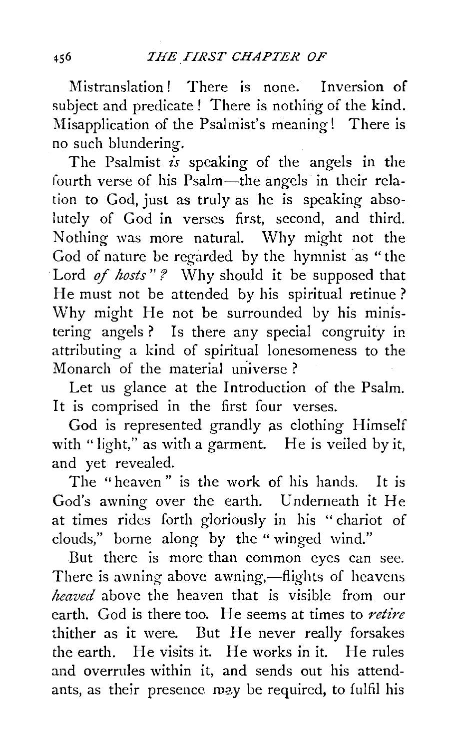Mistranslation! There is none. Inversion of subject and predicate! There is nothing of the kind. Misapplication of the Psalmist's meaning! There is no such blundering.

The Psalmist *is* speaking of the angels in the fourth verse of his Psalm—the angels in their relation to God, just as truly as he is speaking absolutely of God in verses first, second, and third. Nothing was more natural. Why might not the God of nature be regarded by the hymnist as "the Lord *of hosts*"? Why should it be supposed that He must not be attended by his spiritual retinue? Why might He not be surrounded by his ministering angels? Is there any special congruity in attributing a kind of spiritual lonesomeness to the Monarch of the material universe?

Let us glance at the Introduction of the Psalm. It is comprised in the first four verses.

God is represented grandly as clothing Himself with "light," as with a garment. He is veiled by it, and yet revealed.

The "heaven" is the work of his hands. It is God's awning over the earth. Underneath it He at times rides forth gloriously in his "chariot of clouds," borne along by the "winged wind."

But there is more than common eyes can see. There is awning above awning,—flights of heavens *heaved* above the heaven that is visible from our earth. God is there too. He seems at times to *retire* thither as it were. But He never really forsakes the earth. He visits it. He works in it. He rules and overrules within it, and sends out his attendants, as their presence may be required, to fulfil his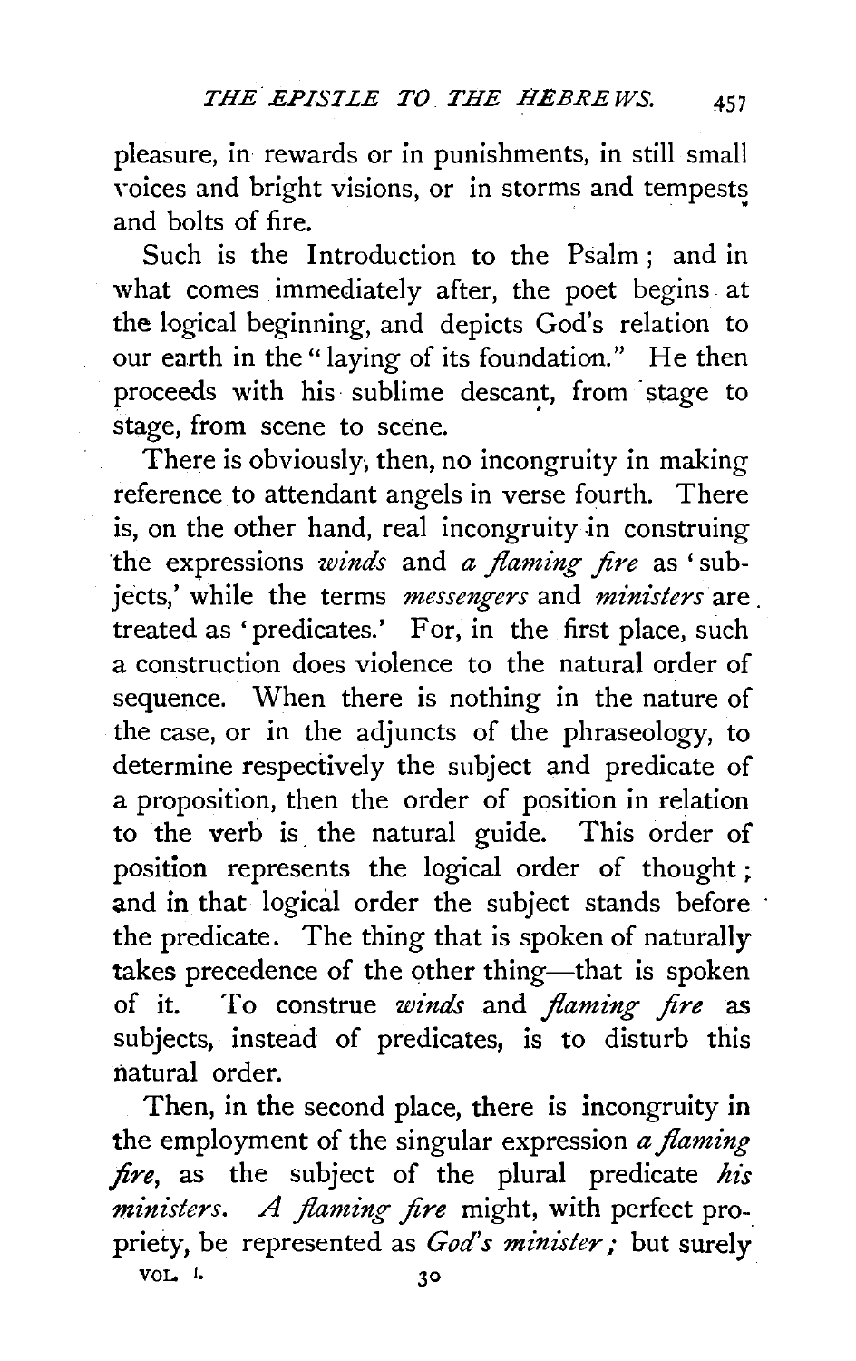pleasure, in rewards or in punishments, in still small voices and bright visions, or in storms and tempests and bolts of fire.

Such is the Introduction to the Psalm; and in what comes immediately after, the poet begins at the logical beginning, and depicts God's relation to our earth in the "laying of its foundation." He then proceeds with his sublime descant, from stage to stage, from scene to scene.

There is obviously, then, no incongruity in making reference to attendant angels in verse fourth. There is, on the other hand, real incongruity in construing the expressions *winds* and *a flaming fire* as 'subjects,' while the terms *messengers* and *ministers* are treated as 'predicates.' For, in the first place, such a construction does violence to the natural order of sequence. When there is nothing in the nature of the case, or in the adjuncts of the phraseology, to determine respectively the subject and predicate of a proposition, then the order of position in relation to the verb is the natural guide. This order of position represents the logical order of thought; and in that logical order the subject stands before the predicate. The thing that is spoken of naturally takes precedence of the other thing—that is spoken of it. To construe *winds* and *flaming fire* as subjects, instead of predicates, is to disturb this natural order.

Then, in the second place, there is incongruity in the employment of the singular expression *a flaming fire*, as the subject of the plural predicate *his ministers*. *A flaming fire* might, with perfect propriety, be represented as *God's minister;* but surely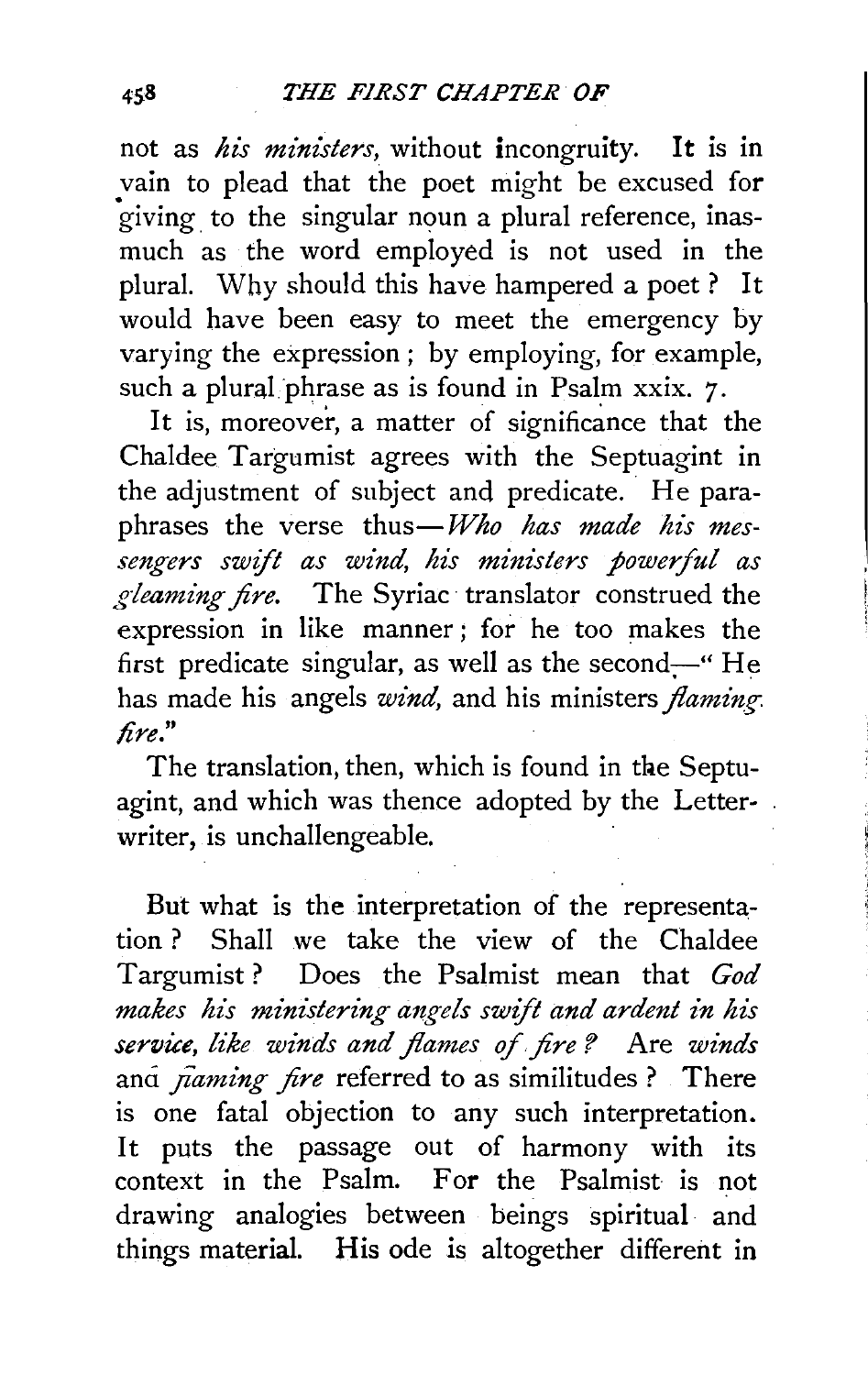not as *his ministers*, without incongruity. It is in vain to plead that the poet might be excused for giving to the singular noun a plural reference, inasmuch as the word employed is not used in the plural. Why should this have hampered a poet? It would have been easy to meet the emergency by varying the expression; by employing, for example, such a plural phrase as is found in Psalm xxix. 7.

It is, moreover, a matter of significance that the Chaldee Targumist agrees with the Septuagint in the adjustment of subject and predicate. He paraphrases the verse thus—*Who has made his messengers swift as wind, his ministers powerful as gleaming fire.* The Syriac translator construed the expression in like manner; for he too makes the first predicate singular, as well as the second—"He has made his angels *wind*, and his ministers *flaming fire*."

The translation, then, which is found in the Septuagint, and which was thence adopted by the Letter-writer, is unchallengeable.

But what is the interpretation of the representation? Shall we take the view of the Chaldee Targumist? Does the Psalmist mean that *God makes his ministering angels swift and ardent in his service, like winds and flames of fire?* Are *winds* and *flaming fire* referred to as similitudes? There is one fatal objection to any such interpretation. It puts the passage out of harmony with its context in the Psalm. For the Psalmist is not drawing analogies between beings spiritual and things material. His ode is altogether different in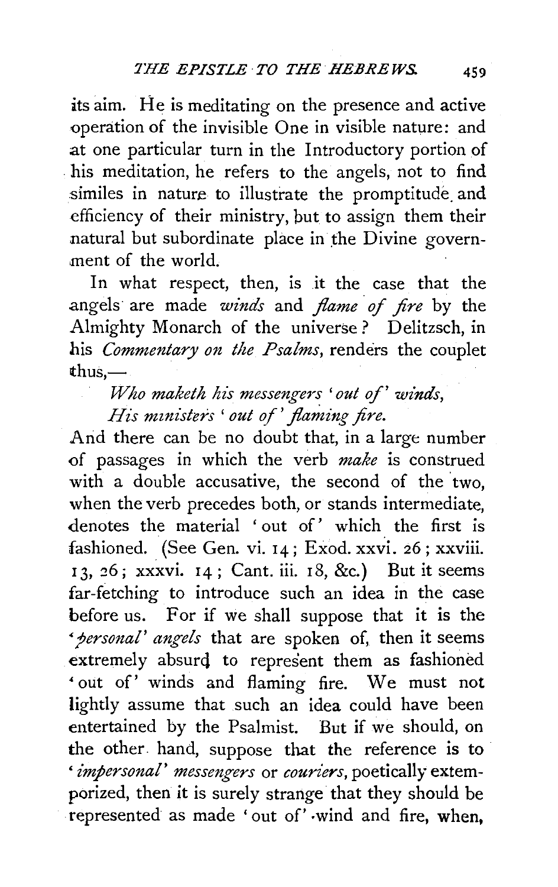its aim. He is meditating on the presence and active operation of the invisible One in visible nature: and at one particular turn in the Introductory portion of his meditation, he refers to the angels, not to find similes in nature to illustrate the promptitude and efficiency of their ministry, but to assign them their natural but subordinate place in the Divine government of the world.

In what respect, then, is it the case that the angels are made *winds* and *flame of fire* by the Almighty Monarch of the universe? Delitzsch, in his *Commentary on the Psalms*, renders the couplet thus,—

*Who maketh his messengers 'out of' winds,*
*His ministers 'out of' flaming fire.*

And there can be no doubt that, in a large number of passages in which the verb *make* is construed with a double accusative, the second of the two, when the verb precedes both, or stands intermediate, denotes the material 'out of' which the first is fashioned. (See Gen. vi. 14; Exod. xxvi. 26; xxviii. 13, 26; xxxvi. 14; Cant. iii. 18, &c.) But it seems far-fetching to introduce such an idea in the case before us. For if we shall suppose that it is the *'personal' angels* that are spoken of, then it seems extremely absurd to represent them as fashioned 'out of' winds and flaming fire. We must not lightly assume that such an idea could have been entertained by the Psalmist. But if we should, on the other hand, suppose that the reference is to *'impersonal' messengers* or *couriers*, poetically extemporized, then it is surely strange that they should be represented as made 'out of' wind and fire, when,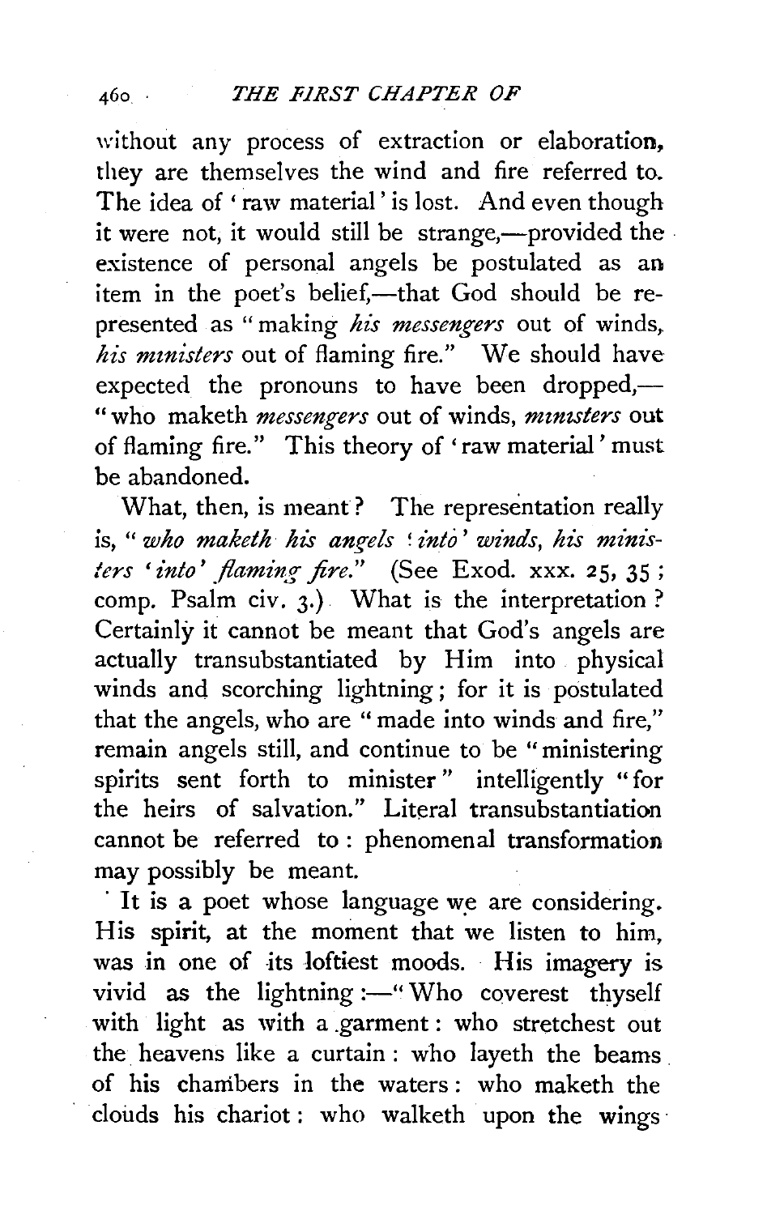without any process of extraction or elaboration, they are themselves the wind and fire referred to. The idea of 'raw material' is lost. And even though it were not, it would still be strange,—provided the existence of personal angels be postulated as an item in the poet's belief,—that God should be represented as "making *his messengers* out of winds, *his ministers* out of flaming fire." We should have expected the pronouns to have been dropped,—"who maketh *messengers* out of winds, *ministers* out of flaming fire." This theory of 'raw material' must be abandoned.

What, then, is meant? The representation really is, "*who maketh his angels 'into' winds, his ministers 'into' flaming fire.*" (See Exod. xxx. 25, 35; comp. Psalm civ. 3.) What is the interpretation? Certainly it cannot be meant that God's angels are actually transubstantiated by Him into physical winds and scorching lightning; for it is postulated that the angels, who are "made into winds and fire," remain angels still, and continue to be "ministering spirits sent forth to minister" intelligently "for the heirs of salvation." Literal transubstantiation cannot be referred to: phenomenal transformation may possibly be meant.

It is a poet whose language we are considering. His spirit, at the moment that we listen to him, was in one of its loftiest moods. His imagery is vivid as the lightning:—"Who coverest thyself with light as with a garment: who stretchest out the heavens like a curtain: who layeth the beams of his chambers in the waters: who maketh the clouds his chariot: who walketh upon the wings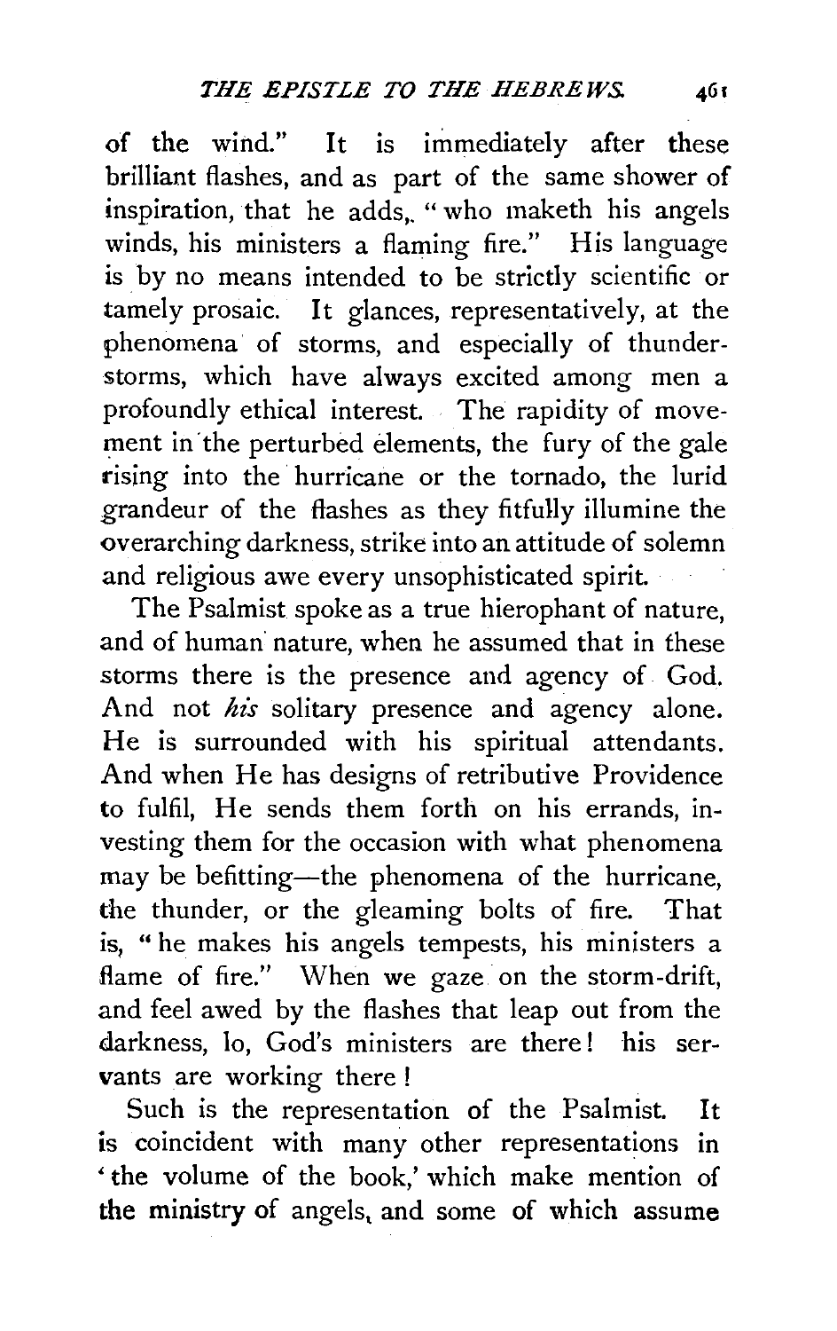of the wind." It is immediately after these brilliant flashes, and as part of the same shower of inspiration, that he adds, "who maketh his angels winds, his ministers a flaming fire." His language is by no means intended to be strictly scientific or tamely prosaic. It glances, representatively, at the phenomena of storms, and especially of thunder-storms, which have always excited among men a profoundly ethical interest. The rapidity of movement in the perturbed elements, the fury of the gale rising into the hurricane or the tornado, the lurid grandeur of the flashes as they fitfully illumine the overarching darkness, strike into an attitude of solemn and religious awe every unsophisticated spirit.

The Psalmist spoke as a true hierophant of nature, and of human nature, when he assumed that in these storms there is the presence and agency of God. And not *his* solitary presence and agency alone. He is surrounded with his spiritual attendants. And when He has designs of retributive Providence to fulfil, He sends them forth on his errands, investing them for the occasion with what phenomena may be befitting—the phenomena of the hurricane, the thunder, or the gleaming bolts of fire. That is, "he makes his angels tempests, his ministers a flame of fire." When we gaze on the storm-drift, and feel awed by the flashes that leap out from the darkness, lo, God's ministers are there! his servants are working there!

Such is the representation of the Psalmist. It is coincident with many other representations in 'the volume of the book,' which make mention of the ministry of angels, and some of which assume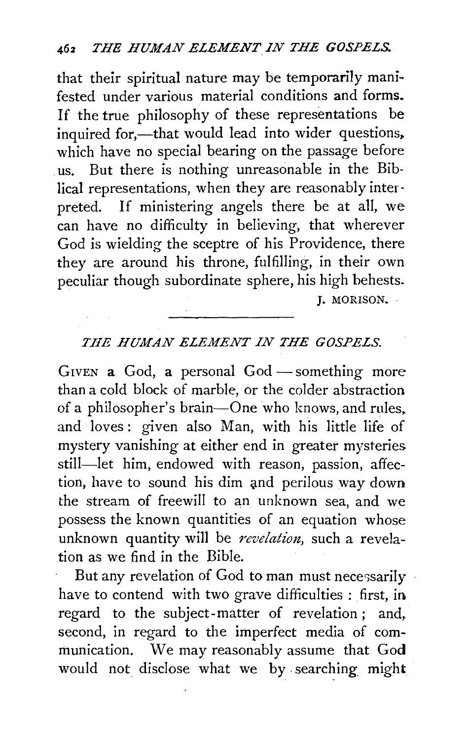that their spiritual nature may be temporarily manifested under various material conditions and forms. If the true philosophy of these representations be inquired for,—that would lead into wider questions, which have no special bearing on the passage before us. But there is nothing unreasonable in the Biblical representations, when they are reasonably interpreted. If ministering angels there be at all, we can have no difficulty in believing, that wherever God is wielding the sceptre of his Providence, there they are around his throne, fulfilling, in their own peculiar though subordinate sphere, his high behests.

J. MORISON.

---

## *THE HUMAN ELEMENT IN THE GOSPELS.*

GIVEN a God, a personal God — something more than a cold block of marble, or the colder abstraction of a philosopher's brain—One who knows, and rules, and loves: given also Man, with his little life of mystery vanishing at either end in greater mysteries still—let him, endowed with reason, passion, affection, have to sound his dim and perilous way down the stream of freewill to an unknown sea, and we possess the known quantities of an equation whose unknown quantity will be *revelation*, such a revelation as we find in the Bible.

But any revelation of God to man must necessarily have to contend with two grave difficulties: first, in regard to the subject-matter of revelation; and, second, in regard to the imperfect media of communication. We may reasonably assume that God would not disclose what we by searching might